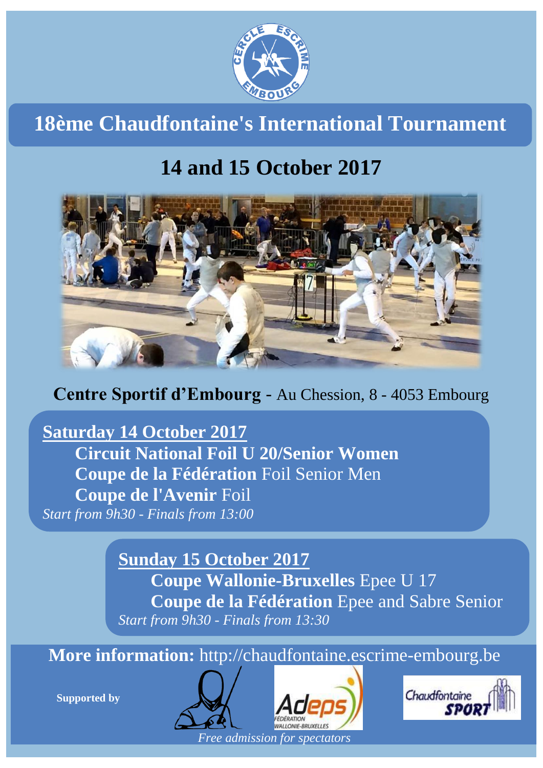# 18ème Chaudfontaine's International Tournament

## 14 and 15 October 2017

**Centre Sportif d'Embourg** - Au Chession, 8 - 4053 Embourg

**Saturday 14 October 2017**

**Circuit National Foil U 20/Senior Women**
**Coupe de la Fédération** Foil Senior Men
**Coupe de l'Avenir** Foil

*Start from 9h30 - Finals from 13:00*

**Sunday 15 October 2017**

**Coupe Wallonie-Bruxelles** Epee U 17
**Coupe de la Fédération** Epee and Sabre Senior

*Start from 9h30 - Finals from 13:30*

**More information:** http://chaudfontaine.escrime-embourg.be

**Supported by**

*Free admission for spectators*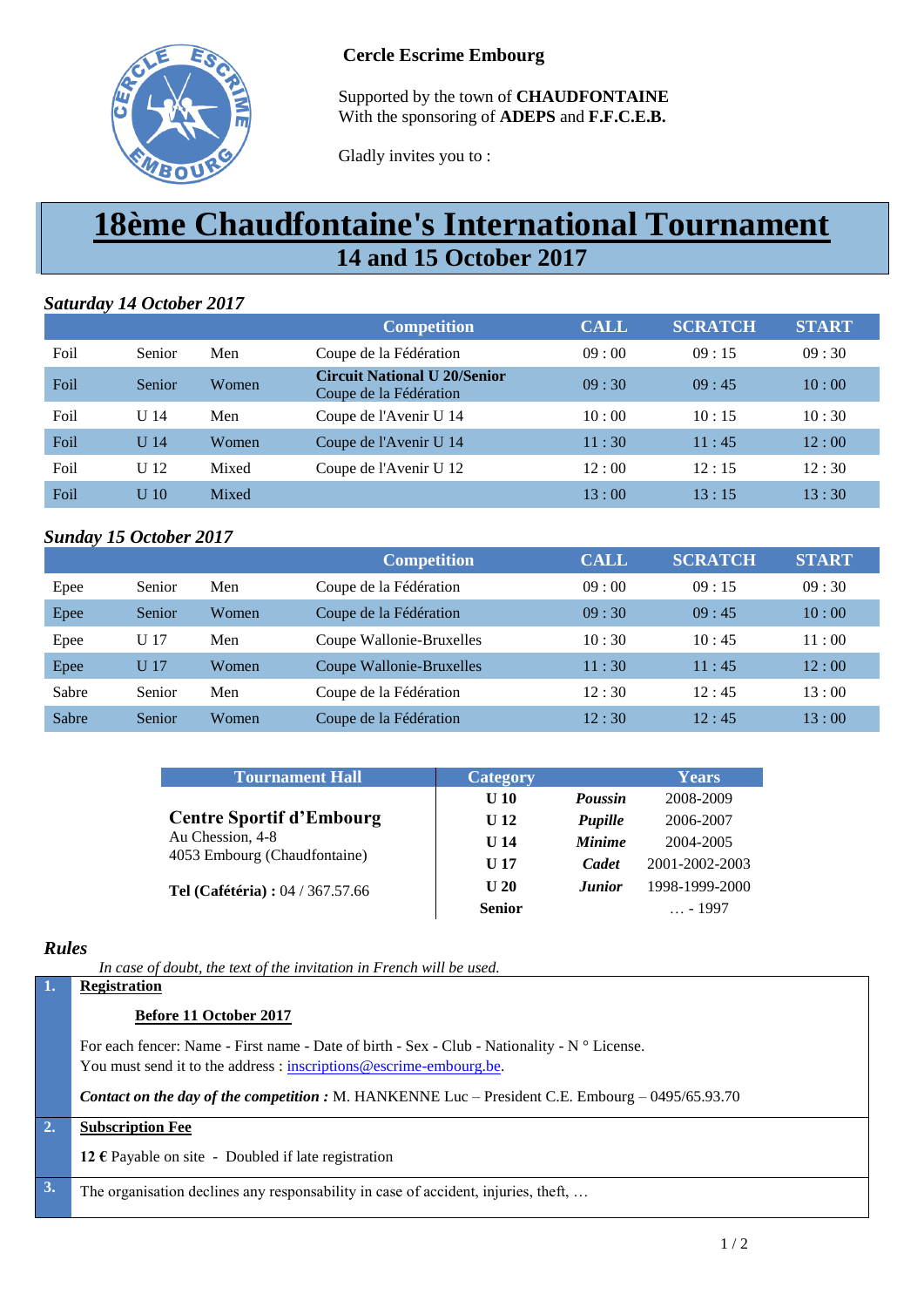**Cercle Escrime Embourg**

Supported by the town of **CHAUDFONTAINE**
With the sponsoring of **ADEPS** and **F.F.C.E.B.**

Gladly invites you to :

# 18ème Chaudfontaine's International Tournament

## 14 and 15 October 2017

### *Saturday 14 October 2017*

| | | | Competition | CALL | SCRATCH | START |
|---|---|---|---|---|---|---|
| Foil | Senior | Men | Coupe de la Fédération | 09 : 00 | 09 : 15 | 09 : 30 |
| Foil | Senior | Women | **Circuit National U 20/Senior** Coupe de la Fédération | 09 : 30 | 09 : 45 | 10 : 00 |
| Foil | U 14 | Men | Coupe de l'Avenir U 14 | 10 : 00 | 10 : 15 | 10 : 30 |
| Foil | U 14 | Women | Coupe de l'Avenir U 14 | 11 : 30 | 11 : 45 | 12 : 00 |
| Foil | U 12 | Mixed | Coupe de l'Avenir U 12 | 12 : 00 | 12 : 15 | 12 : 30 |
| Foil | U 10 | Mixed | | 13 : 00 | 13 : 15 | 13 : 30 |

### *Sunday 15 October 2017*

| | | | Competition | CALL | SCRATCH | START |
|---|---|---|---|---|---|---|
| Epee | Senior | Men | Coupe de la Fédération | 09 : 00 | 09 : 15 | 09 : 30 |
| Epee | Senior | Women | Coupe de la Fédération | 09 : 30 | 09 : 45 | 10 : 00 |
| Epee | U 17 | Men | Coupe Wallonie-Bruxelles | 10 : 30 | 10 : 45 | 11 : 00 |
| Epee | U 17 | Women | Coupe Wallonie-Bruxelles | 11 : 30 | 11 : 45 | 12 : 00 |
| Sabre | Senior | Men | Coupe de la Fédération | 12 : 30 | 12 : 45 | 13 : 00 |
| Sabre | Senior | Women | Coupe de la Fédération | 12 : 30 | 12 : 45 | 13 : 00 |

**Tournament Hall**

**Centre Sportif d'Embourg**
Au Chession, 4-8
4053 Embourg (Chaudfontaine)

**Tel (Cafétéria) :** 04 / 367.57.66

| Category | | Years |
|---|---|---|
| **U 10** | ***Poussin*** | 2008-2009 |
| **U 12** | ***Pupille*** | 2006-2007 |
| **U 14** | ***Minime*** | 2004-2005 |
| **U 17** | ***Cadet*** | 2001-2002-2003 |
| **U 20** | ***Junior*** | 1998-1999-2000 |
| **Senior** | | … - 1997 |

### *Rules*

*In case of doubt, the text of the invitation in French will be used.*

**1. Registration**

**Before 11 October 2017**

For each fencer: Name - First name - Date of birth - Sex - Club - Nationality - N ° License.
You must send it to the address : inscriptions@escrime-embourg.be.

***Contact on the day of the competition :*** M. HANKENNE Luc – President C.E. Embourg – 0495/65.93.70

**2. Subscription Fee**

**12 €** Payable on site - Doubled if late registration

**3.** The organisation declines any responsability in case of accident, injuries, theft, …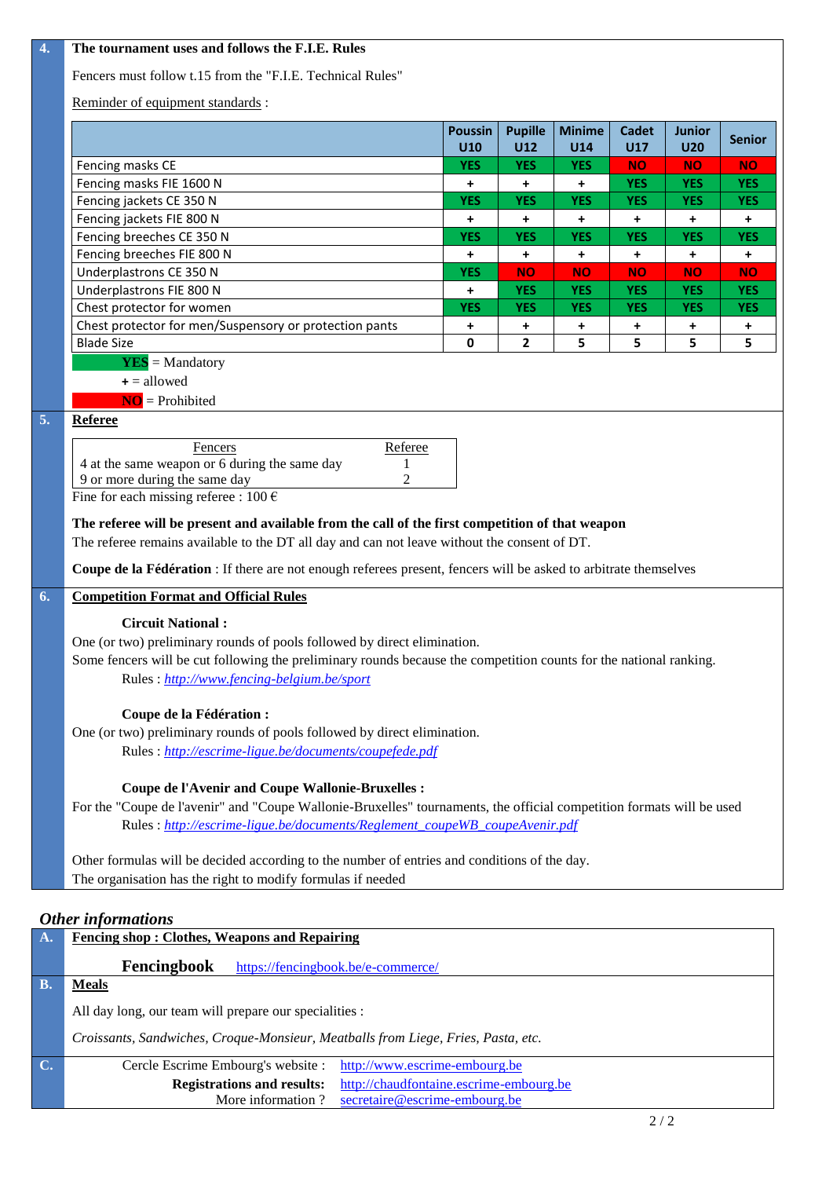## 4. The tournament uses and follows the F.I.E. Rules

Fencers must follow t.15 from the "F.I.E. Technical Rules"

Reminder of equipment standards :

| | Poussin U10 | Pupille U12 | Minime U14 | Cadet U17 | Junior U20 | Senior |
|---|---|---|---|---|---|---|
| Fencing masks CE | YES | YES | YES | NO | NO | NO |
| Fencing masks FIE 1600 N | + | + | + | YES | YES | YES |
| Fencing jackets CE 350 N | YES | YES | YES | YES | YES | YES |
| Fencing jackets FIE 800 N | + | + | + | + | + | + |
| Fencing breeches CE 350 N | YES | YES | YES | YES | YES | YES |
| Fencing breeches FIE 800 N | + | + | + | + | + | + |
| Underplastrons CE 350 N | YES | NO | NO | NO | NO | NO |
| Underplastrons FIE 800 N | + | YES | YES | YES | YES | YES |
| Chest protector for women | YES | YES | YES | YES | YES | YES |
| Chest protector for men/Suspensory or protection pants | + | + | + | + | + | + |
| Blade Size | 0 | 2 | 5 | 5 | 5 | 5 |

YES = Mandatory

+ = allowed

NO = Prohibited

## 5. Referee

| Fencers | Referee |
|---|---|
| 4 at the same weapon or 6 during the same day | 1 |
| 9 or more during the same day | 2 |

Fine for each missing referee : 100 €

**The referee will be present and available from the call of the first competition of that weapon**

The referee remains available to the DT all day and can not leave without the consent of DT.

**Coupe de la Fédération** : If there are not enough referees present, fencers will be asked to arbitrate themselves

## 6. Competition Format and Official Rules

**Circuit National :**

One (or two) preliminary rounds of pools followed by direct elimination.

Some fencers will be cut following the preliminary rounds because the competition counts for the national ranking.

Rules : *http://www.fencing-belgium.be/sport*

**Coupe de la Fédération :**

One (or two) preliminary rounds of pools followed by direct elimination.

Rules : *http://escrime-ligue.be/documents/coupefede.pdf*

**Coupe de l'Avenir and Coupe Wallonie-Bruxelles :**

For the "Coupe de l'avenir" and "Coupe Wallonie-Bruxelles" tournaments, the official competition formats will be used

Rules : *http://escrime-ligue.be/documents/Reglement_coupeWB_coupeAvenir.pdf*

Other formulas will be decided according to the number of entries and conditions of the day.

The organisation has the right to modify formulas if needed

# *Other informations*

## A. Fencing shop : Clothes, Weapons and Repairing

**Fencingbook** https://fencingbook.be/e-commerce/

## B. Meals

All day long, our team will prepare our specialities :

*Croissants, Sandwiches, Croque-Monsieur, Meatballs from Liege, Fries, Pasta, etc.*

## C.

Cercle Escrime Embourg's website : http://www.escrime-embourg.be

**Registrations and results:** http://chaudfontaine.escrime-embourg.be

More information ? secretaire@escrime-embourg.be